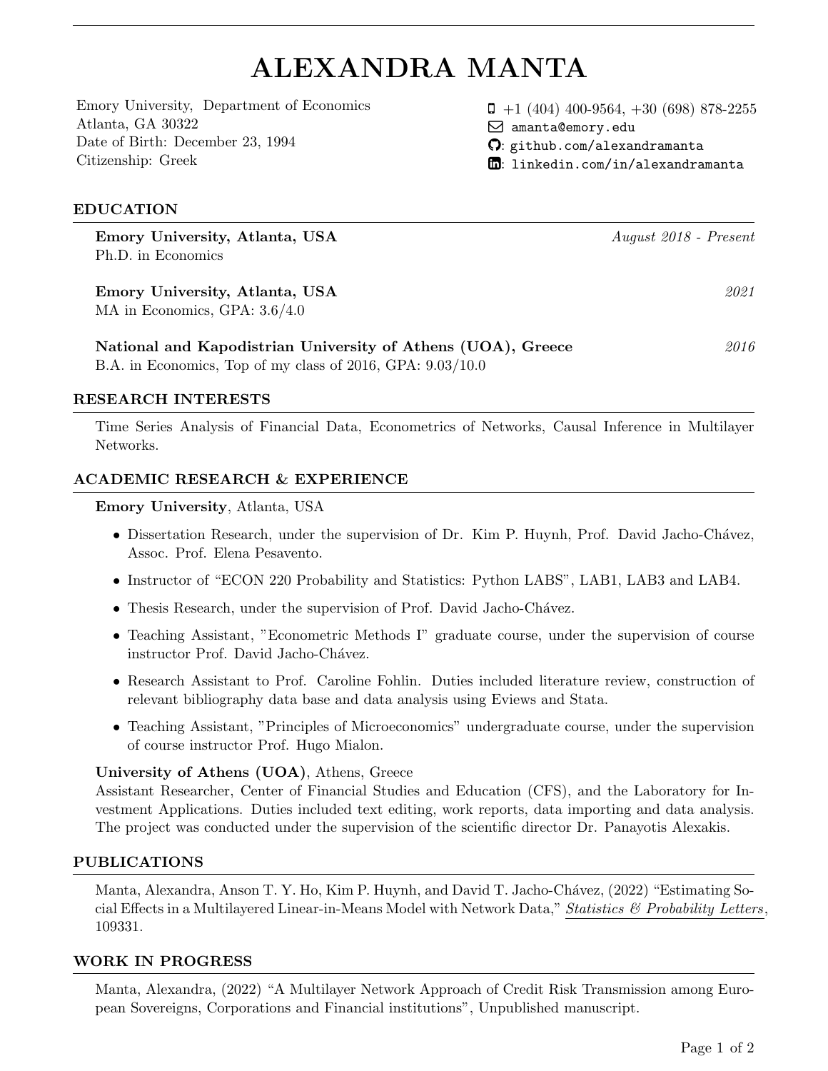# ALEXANDRA MANTA

Emory University, Department of Economics
Atlanta, GA 30322
Date of Birth: December 23, 1994
Citizenship: Greek

+1 (404) 400-9564, +30 (698) 878-2255
amanta@emory.edu
: github.com/alexandramanta
: linkedin.com/in/alexandramanta

## EDUCATION

**Emory University, Atlanta, USA** — *August 2018 - Present*
Ph.D. in Economics

**Emory University, Atlanta, USA** — *2021*
MA in Economics, GPA: 3.6/4.0

**National and Kapodistrian University of Athens (UOA), Greece** — *2016*
B.A. in Economics, Top of my class of 2016, GPA: 9.03/10.0

## RESEARCH INTERESTS

Time Series Analysis of Financial Data, Econometrics of Networks, Causal Inference in Multilayer Networks.

## ACADEMIC RESEARCH & EXPERIENCE

**Emory University**, Atlanta, USA

- Dissertation Research, under the supervision of Dr. Kim P. Huynh, Prof. David Jacho-Chávez, Assoc. Prof. Elena Pesavento.
- Instructor of "ECON 220 Probability and Statistics: Python LABS", LAB1, LAB3 and LAB4.
- Thesis Research, under the supervision of Prof. David Jacho-Chávez.
- Teaching Assistant, "Econometric Methods I" graduate course, under the supervision of course instructor Prof. David Jacho-Chávez.
- Research Assistant to Prof. Caroline Fohlin. Duties included literature review, construction of relevant bibliography data base and data analysis using Eviews and Stata.
- Teaching Assistant, "Principles of Microeconomics" undergraduate course, under the supervision of course instructor Prof. Hugo Mialon.

**University of Athens (UOA)**, Athens, Greece
Assistant Researcher, Center of Financial Studies and Education (CFS), and the Laboratory for Investment Applications. Duties included text editing, work reports, data importing and data analysis. The project was conducted under the supervision of the scientific director Dr. Panayotis Alexakis.

## PUBLICATIONS

Manta, Alexandra, Anson T. Y. Ho, Kim P. Huynh, and David T. Jacho-Chávez, (2022) "Estimating Social Effects in a Multilayered Linear-in-Means Model with Network Data," *Statistics & Probability Letters*, 109331.

## WORK IN PROGRESS

Manta, Alexandra, (2022) "A Multilayer Network Approach of Credit Risk Transmission among European Sovereigns, Corporations and Financial institutions", Unpublished manuscript.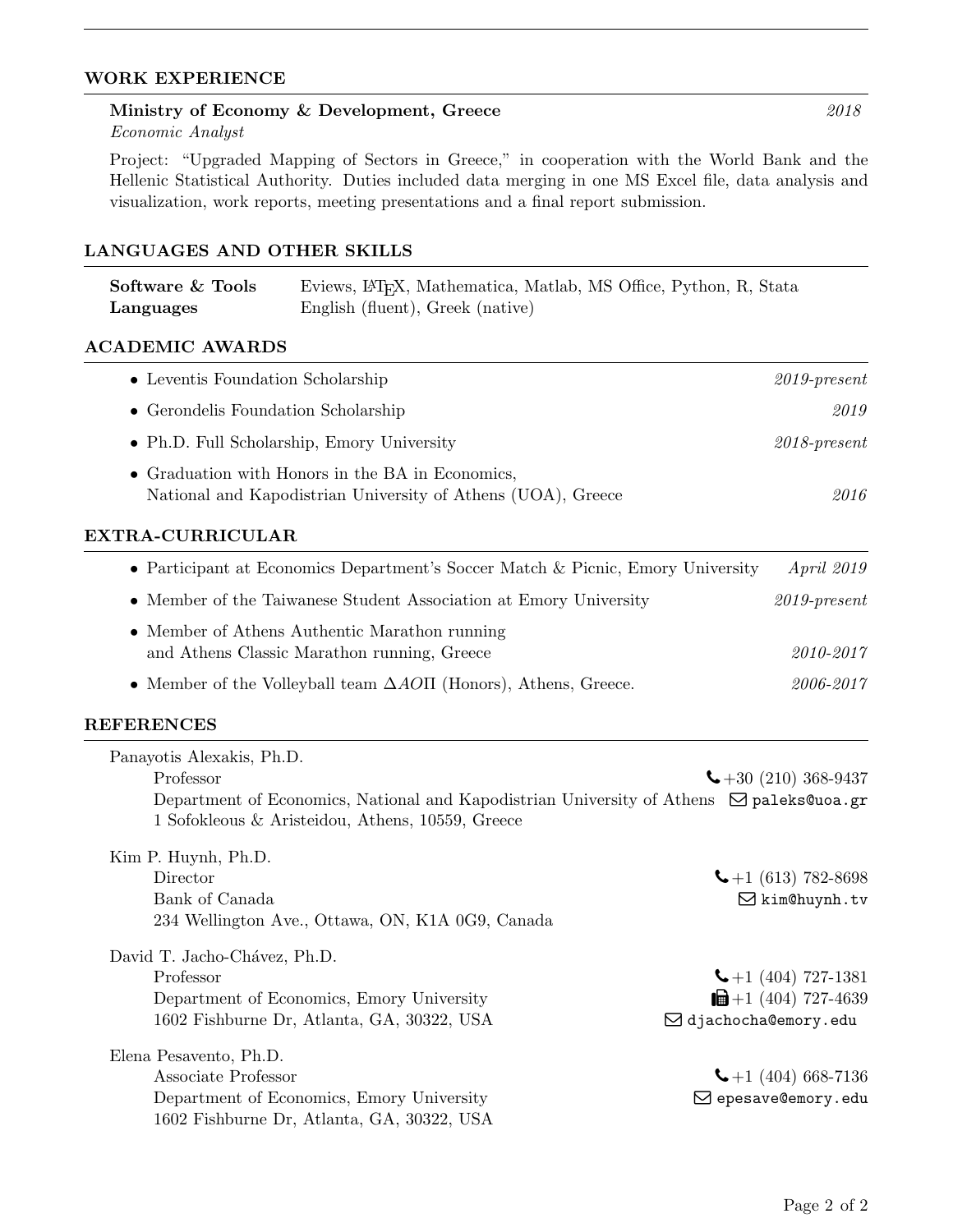## WORK EXPERIENCE

**Ministry of Economy & Development, Greece** *2018*
*Economic Analyst*

Project: "Upgraded Mapping of Sectors in Greece," in cooperation with the World Bank and the Hellenic Statistical Authority. Duties included data merging in one MS Excel file, data analysis and visualization, work reports, meeting presentations and a final report submission.

## LANGUAGES AND OTHER SKILLS

| | |
|---|---|
| **Software & Tools** | Eviews, LaTeX, Mathematica, Matlab, MS Office, Python, R, Stata |
| **Languages** | English (fluent), Greek (native) |

## ACADEMIC AWARDS

- Leventis Foundation Scholarship *2019-present*
- Gerondelis Foundation Scholarship *2019*
- Ph.D. Full Scholarship, Emory University *2018-present*
- Graduation with Honors in the BA in Economics, National and Kapodistrian University of Athens (UOA), Greece *2016*

## EXTRA-CURRICULAR

- Participant at Economics Department's Soccer Match & Picnic, Emory University *April 2019*
- Member of the Taiwanese Student Association at Emory University *2019-present*
- Member of Athens Authentic Marathon running and Athens Classic Marathon running, Greece *2010-2017*
- Member of the Volleyball team $\Delta AO\Pi$ (Honors), Athens, Greece. *2006-2017*

## REFERENCES

Panayotis Alexakis, Ph.D.
Professor
Department of Economics, National and Kapodistrian University of Athens
1 Sofokleous & Aristeidou, Athens, 10559, Greece
+30 (210) 368-9437
paleks@uoa.gr

Kim P. Huynh, Ph.D.
Director
Bank of Canada
234 Wellington Ave., Ottawa, ON, K1A 0G9, Canada
+1 (613) 782-8698
kim@huynh.tv

David T. Jacho-Chávez, Ph.D.
Professor
Department of Economics, Emory University
1602 Fishburne Dr, Atlanta, GA, 30322, USA
+1 (404) 727-1381
Fax: +1 (404) 727-4639
djachocha@emory.edu

Elena Pesavento, Ph.D.
Associate Professor
Department of Economics, Emory University
1602 Fishburne Dr, Atlanta, GA, 30322, USA
+1 (404) 668-7136
epesave@emory.edu